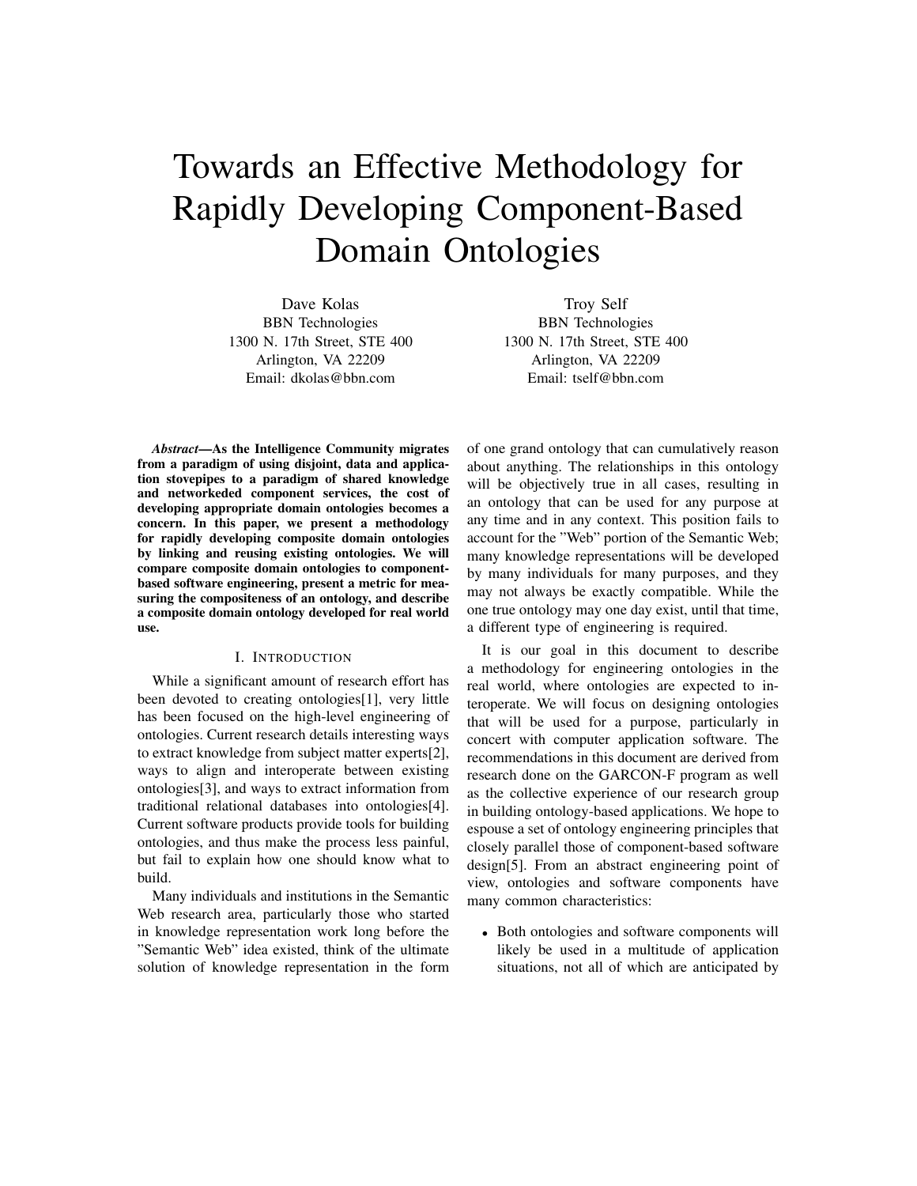# Towards an Effective Methodology for Rapidly Developing Component-Based Domain Ontologies

Dave Kolas
BBN Technologies
1300 N. 17th Street, STE 400
Arlington, VA 22209
Email: dkolas@bbn.com

Troy Self
BBN Technologies
1300 N. 17th Street, STE 400
Arlington, VA 22209
Email: tself@bbn.com

***Abstract*—As the Intelligence Community migrates from a paradigm of using disjoint, data and application stovepipes to a paradigm of shared knowledge and networked component services, the cost of developing appropriate domain ontologies becomes a concern. In this paper, we present a methodology for rapidly developing composite domain ontologies by linking and reusing existing ontologies. We will compare composite domain ontologies to component-based software engineering, present a metric for measuring the compositeness of an ontology, and describe a composite domain ontology developed for real world use.**

## I. Introduction

While a significant amount of research effort has been devoted to creating ontologies[1], very little has been focused on the high-level engineering of ontologies. Current research details interesting ways to extract knowledge from subject matter experts[2], ways to align and interoperate between existing ontologies[3], and ways to extract information from traditional relational databases into ontologies[4]. Current software products provide tools for building ontologies, and thus make the process less painful, but fail to explain how one should know what to build.

Many individuals and institutions in the Semantic Web research area, particularly those who started in knowledge representation work long before the "Semantic Web" idea existed, think of the ultimate solution of knowledge representation in the form of one grand ontology that can cumulatively reason about anything. The relationships in this ontology will be objectively true in all cases, resulting in an ontology that can be used for any purpose at any time and in any context. This position fails to account for the "Web" portion of the Semantic Web; many knowledge representations will be developed by many individuals for many purposes, and they may not always be exactly compatible. While the one true ontology may one day exist, until that time, a different type of engineering is required.

It is our goal in this document to describe a methodology for engineering ontologies in the real world, where ontologies are expected to interoperate. We will focus on designing ontologies that will be used for a purpose, particularly in concert with computer application software. The recommendations in this document are derived from research done on the GARCON-F program as well as the collective experience of our research group in building ontology-based applications. We hope to espouse a set of ontology engineering principles that closely parallel those of component-based software design[5]. From an abstract engineering point of view, ontologies and software components have many common characteristics:

- Both ontologies and software components will likely be used in a multitude of application situations, not all of which are anticipated by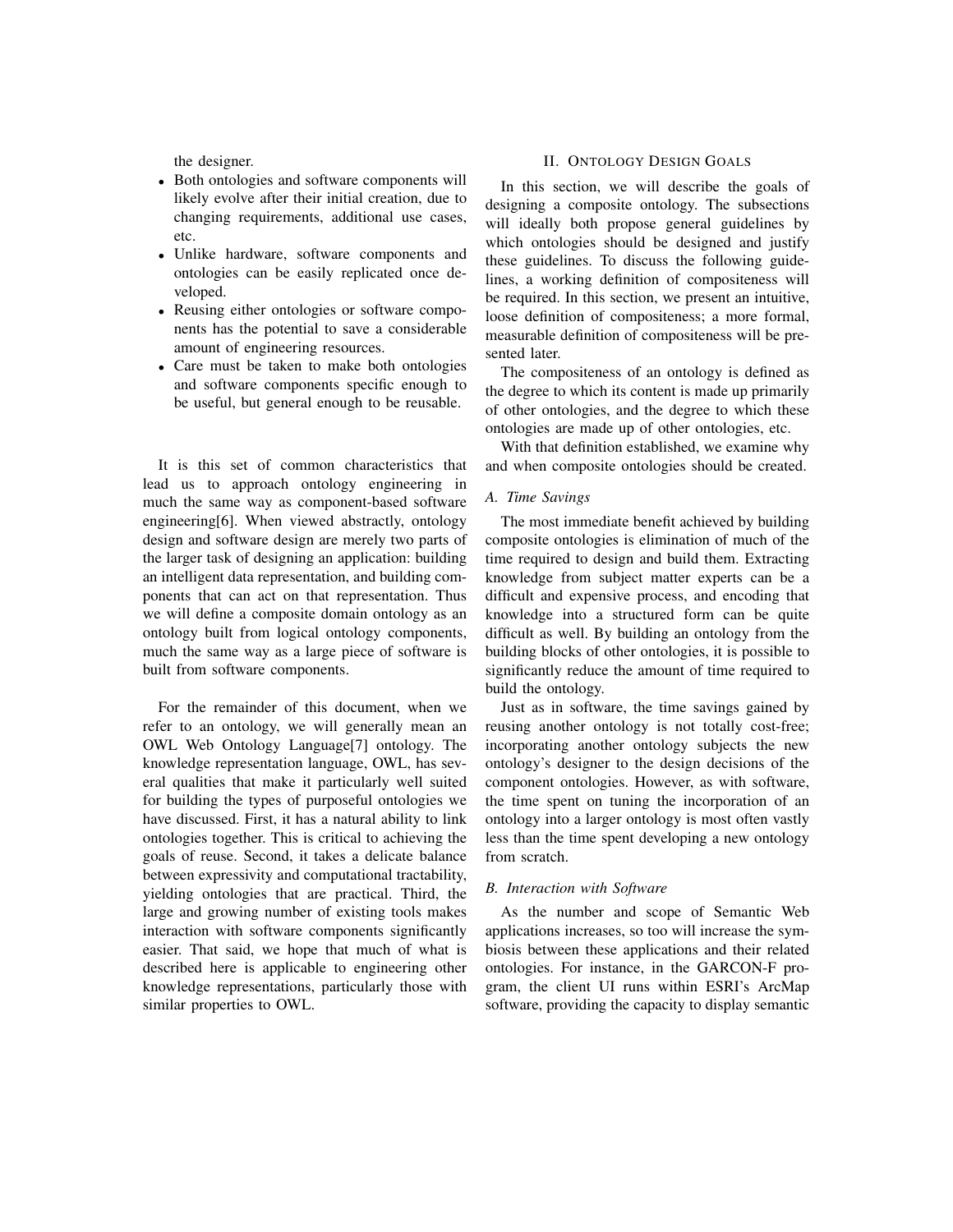the designer.

- Both ontologies and software components will likely evolve after their initial creation, due to changing requirements, additional use cases, etc.
- Unlike hardware, software components and ontologies can be easily replicated once developed.
- Reusing either ontologies or software components has the potential to save a considerable amount of engineering resources.
- Care must be taken to make both ontologies and software components specific enough to be useful, but general enough to be reusable.

It is this set of common characteristics that lead us to approach ontology engineering in much the same way as component-based software engineering[6]. When viewed abstractly, ontology design and software design are merely two parts of the larger task of designing an application: building an intelligent data representation, and building components that can act on that representation. Thus we will define a composite domain ontology as an ontology built from logical ontology components, much the same way as a large piece of software is built from software components.

For the remainder of this document, when we refer to an ontology, we will generally mean an OWL Web Ontology Language[7] ontology. The knowledge representation language, OWL, has several qualities that make it particularly well suited for building the types of purposeful ontologies we have discussed. First, it has a natural ability to link ontologies together. This is critical to achieving the goals of reuse. Second, it takes a delicate balance between expressivity and computational tractability, yielding ontologies that are practical. Third, the large and growing number of existing tools makes interaction with software components significantly easier. That said, we hope that much of what is described here is applicable to engineering other knowledge representations, particularly those with similar properties to OWL.

## II. Ontology Design Goals

In this section, we will describe the goals of designing a composite ontology. The subsections will ideally both propose general guidelines by which ontologies should be designed and justify these guidelines. To discuss the following guidelines, a working definition of compositeness will be required. In this section, we present an intuitive, loose definition of compositeness; a more formal, measurable definition of compositeness will be presented later.

The compositeness of an ontology is defined as the degree to which its content is made up primarily of other ontologies, and the degree to which these ontologies are made up of other ontologies, etc.

With that definition established, we examine why and when composite ontologies should be created.

### A. Time Savings

The most immediate benefit achieved by building composite ontologies is elimination of much of the time required to design and build them. Extracting knowledge from subject matter experts can be a difficult and expensive process, and encoding that knowledge into a structured form can be quite difficult as well. By building an ontology from the building blocks of other ontologies, it is possible to significantly reduce the amount of time required to build the ontology.

Just as in software, the time savings gained by reusing another ontology is not totally cost-free; incorporating another ontology subjects the new ontology's designer to the design decisions of the component ontologies. However, as with software, the time spent on tuning the incorporation of an ontology into a larger ontology is most often vastly less than the time spent developing a new ontology from scratch.

### B. Interaction with Software

As the number and scope of Semantic Web applications increases, so too will increase the symbiosis between these applications and their related ontologies. For instance, in the GARCON-F program, the client UI runs within ESRI's ArcMap software, providing the capacity to display semantic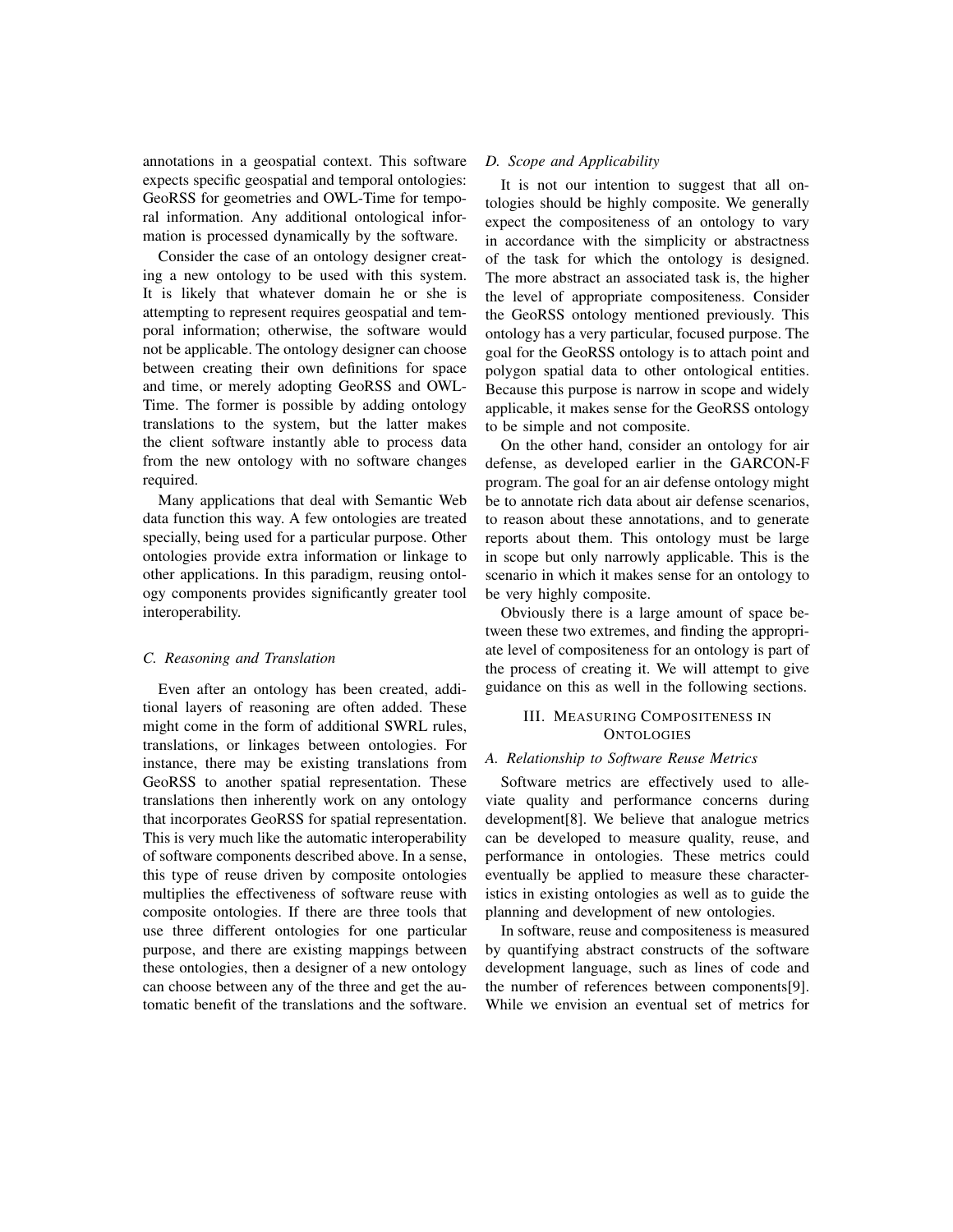annotations in a geospatial context. This software expects specific geospatial and temporal ontologies: GeoRSS for geometries and OWL-Time for temporal information. Any additional ontological information is processed dynamically by the software.

Consider the case of an ontology designer creating a new ontology to be used with this system. It is likely that whatever domain he or she is attempting to represent requires geospatial and temporal information; otherwise, the software would not be applicable. The ontology designer can choose between creating their own definitions for space and time, or merely adopting GeoRSS and OWL-Time. The former is possible by adding ontology translations to the system, but the latter makes the client software instantly able to process data from the new ontology with no software changes required.

Many applications that deal with Semantic Web data function this way. A few ontologies are treated specially, being used for a particular purpose. Other ontologies provide extra information or linkage to other applications. In this paradigm, reusing ontology components provides significantly greater tool interoperability.

### C. Reasoning and Translation

Even after an ontology has been created, additional layers of reasoning are often added. These might come in the form of additional SWRL rules, translations, or linkages between ontologies. For instance, there may be existing translations from GeoRSS to another spatial representation. These translations then inherently work on any ontology that incorporates GeoRSS for spatial representation. This is very much like the automatic interoperability of software components described above. In a sense, this type of reuse driven by composite ontologies multiplies the effectiveness of software reuse with composite ontologies. If there are three tools that use three different ontologies for one particular purpose, and there are existing mappings between these ontologies, then a designer of a new ontology can choose between any of the three and get the automatic benefit of the translations and the software.

### D. Scope and Applicability

It is not our intention to suggest that all ontologies should be highly composite. We generally expect the compositeness of an ontology to vary in accordance with the simplicity or abstractness of the task for which the ontology is designed. The more abstract an associated task is, the higher the level of appropriate compositeness. Consider the GeoRSS ontology mentioned previously. This ontology has a very particular, focused purpose. The goal for the GeoRSS ontology is to attach point and polygon spatial data to other ontological entities. Because this purpose is narrow in scope and widely applicable, it makes sense for the GeoRSS ontology to be simple and not composite.

On the other hand, consider an ontology for air defense, as developed earlier in the GARCON-F program. The goal for an air defense ontology might be to annotate rich data about air defense scenarios, to reason about these annotations, and to generate reports about them. This ontology must be large in scope but only narrowly applicable. This is the scenario in which it makes sense for an ontology to be very highly composite.

Obviously there is a large amount of space between these two extremes, and finding the appropriate level of compositeness for an ontology is part of the process of creating it. We will attempt to give guidance on this as well in the following sections.

## III. Measuring Compositeness in Ontologies

### A. Relationship to Software Reuse Metrics

Software metrics are effectively used to alleviate quality and performance concerns during development[8]. We believe that analogue metrics can be developed to measure quality, reuse, and performance in ontologies. These metrics could eventually be applied to measure these characteristics in existing ontologies as well as to guide the planning and development of new ontologies.

In software, reuse and compositeness is measured by quantifying abstract constructs of the software development language, such as lines of code and the number of references between components[9]. While we envision an eventual set of metrics for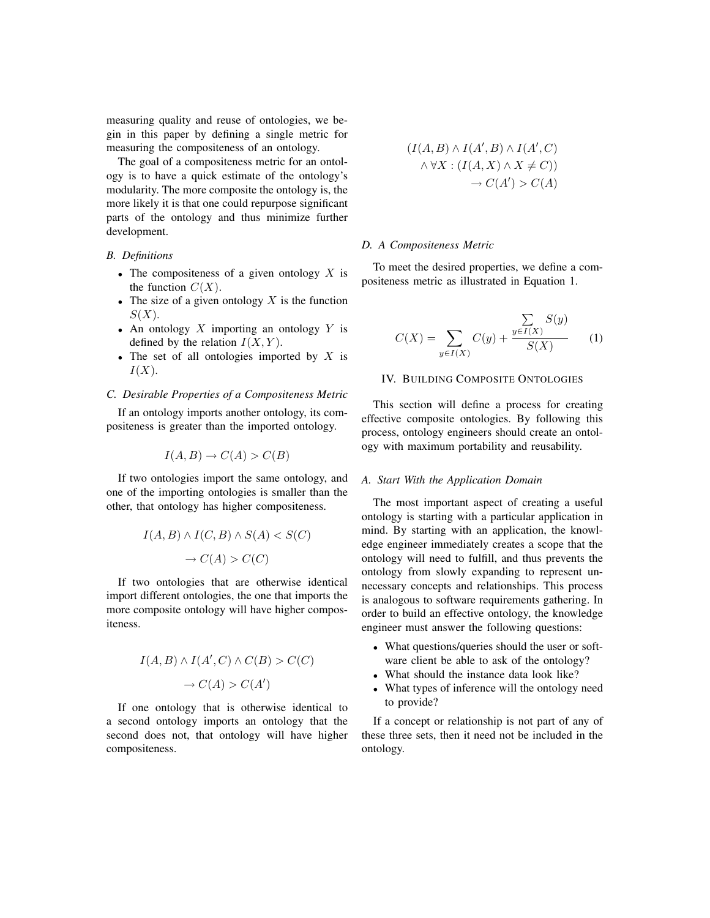measuring quality and reuse of ontologies, we begin in this paper by defining a single metric for measuring the compositeness of an ontology.

The goal of a compositeness metric for an ontology is to have a quick estimate of the ontology's modularity. The more composite the ontology is, the more likely it is that one could repurpose significant parts of the ontology and thus minimize further development.

### B. Definitions

- The compositeness of a given ontology $X$ is the function $C(X)$.
- The size of a given ontology $X$ is the function $S(X)$.
- An ontology $X$ importing an ontology $Y$ is defined by the relation $I(X, Y)$.
- The set of all ontologies imported by $X$ is $I(X)$.

### C. Desirable Properties of a Compositeness Metric

If an ontology imports another ontology, its compositeness is greater than the imported ontology.

$$I(A, B) \rightarrow C(A) > C(B)$$

If two ontologies import the same ontology, and one of the importing ontologies is smaller than the other, that ontology has higher compositeness.

$$I(A, B) \wedge I(C, B) \wedge S(A) < S(C)$$
$$\rightarrow C(A) > C(C)$$

If two ontologies that are otherwise identical import different ontologies, the one that imports the more composite ontology will have higher compositeness.

$$I(A, B) \wedge I(A', C) \wedge C(B) > C(C)$$
$$\rightarrow C(A) > C(A')$$

If one ontology that is otherwise identical to a second ontology imports an ontology that the second does not, that ontology will have higher compositeness.

$$\begin{aligned}(I(A, B) \wedge I(A', B) \wedge I(A', C) \\ \wedge \forall X : (I(A, X) \wedge X \neq C)) \\ \rightarrow C(A') > C(A)\end{aligned}$$

### D. A Compositeness Metric

To meet the desired properties, we define a compositeness metric as illustrated in Equation 1.

$$C(X) = \sum_{y \in I(X)} C(y) + \frac{\sum\limits_{y \in I(X)} S(y)}{S(X)} \qquad (1)$$

## IV. Building Composite Ontologies

This section will define a process for creating effective composite ontologies. By following this process, ontology engineers should create an ontology with maximum portability and reusability.

### A. Start With the Application Domain

The most important aspect of creating a useful ontology is starting with a particular application in mind. By starting with an application, the knowledge engineer immediately creates a scope that the ontology will need to fulfill, and thus prevents the ontology from slowly expanding to represent unnecessary concepts and relationships. This process is analogous to software requirements gathering. In order to build an effective ontology, the knowledge engineer must answer the following questions:

- What questions/queries should the user or software client be able to ask of the ontology?
- What should the instance data look like?
- What types of inference will the ontology need to provide?

If a concept or relationship is not part of any of these three sets, then it need not be included in the ontology.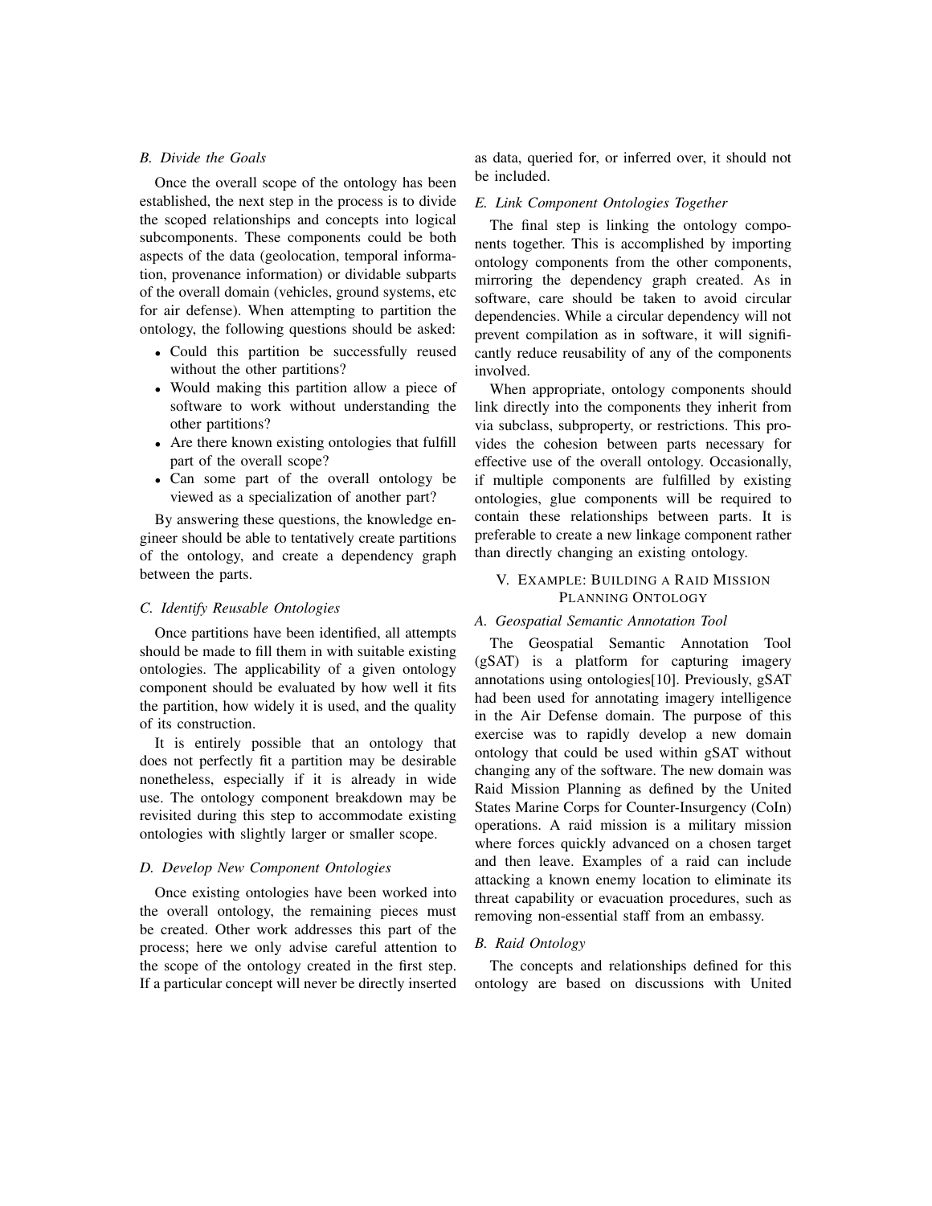### B. Divide the Goals

Once the overall scope of the ontology has been established, the next step in the process is to divide the scoped relationships and concepts into logical subcomponents. These components could be both aspects of the data (geolocation, temporal information, provenance information) or dividable subparts of the overall domain (vehicles, ground systems, etc for air defense). When attempting to partition the ontology, the following questions should be asked:

- Could this partition be successfully reused without the other partitions?
- Would making this partition allow a piece of software to work without understanding the other partitions?
- Are there known existing ontologies that fulfill part of the overall scope?
- Can some part of the overall ontology be viewed as a specialization of another part?

By answering these questions, the knowledge engineer should be able to tentatively create partitions of the ontology, and create a dependency graph between the parts.

### C. Identify Reusable Ontologies

Once partitions have been identified, all attempts should be made to fill them in with suitable existing ontologies. The applicability of a given ontology component should be evaluated by how well it fits the partition, how widely it is used, and the quality of its construction.

It is entirely possible that an ontology that does not perfectly fit a partition may be desirable nonetheless, especially if it is already in wide use. The ontology component breakdown may be revisited during this step to accommodate existing ontologies with slightly larger or smaller scope.

### D. Develop New Component Ontologies

Once existing ontologies have been worked into the overall ontology, the remaining pieces must be created. Other work addresses this part of the process; here we only advise careful attention to the scope of the ontology created in the first step. If a particular concept will never be directly inserted as data, queried for, or inferred over, it should not be included.

### E. Link Component Ontologies Together

The final step is linking the ontology components together. This is accomplished by importing ontology components from the other components, mirroring the dependency graph created. As in software, care should be taken to avoid circular dependencies. While a circular dependency will not prevent compilation as in software, it will significantly reduce reusability of any of the components involved.

When appropriate, ontology components should link directly into the components they inherit from via subclass, subproperty, or restrictions. This provides the cohesion between parts necessary for effective use of the overall ontology. Occasionally, if multiple components are fulfilled by existing ontologies, glue components will be required to contain these relationships between parts. It is preferable to create a new linkage component rather than directly changing an existing ontology.

## V. Example: Building a Raid Mission Planning Ontology

### A. Geospatial Semantic Annotation Tool

The Geospatial Semantic Annotation Tool (gSAT) is a platform for capturing imagery annotations using ontologies[10]. Previously, gSAT had been used for annotating imagery intelligence in the Air Defense domain. The purpose of this exercise was to rapidly develop a new domain ontology that could be used within gSAT without changing any of the software. The new domain was Raid Mission Planning as defined by the United States Marine Corps for Counter-Insurgency (CoIn) operations. A raid mission is a military mission where forces quickly advanced on a chosen target and then leave. Examples of a raid can include attacking a known enemy location to eliminate its threat capability or evacuation procedures, such as removing non-essential staff from an embassy.

### B. Raid Ontology

The concepts and relationships defined for this ontology are based on discussions with United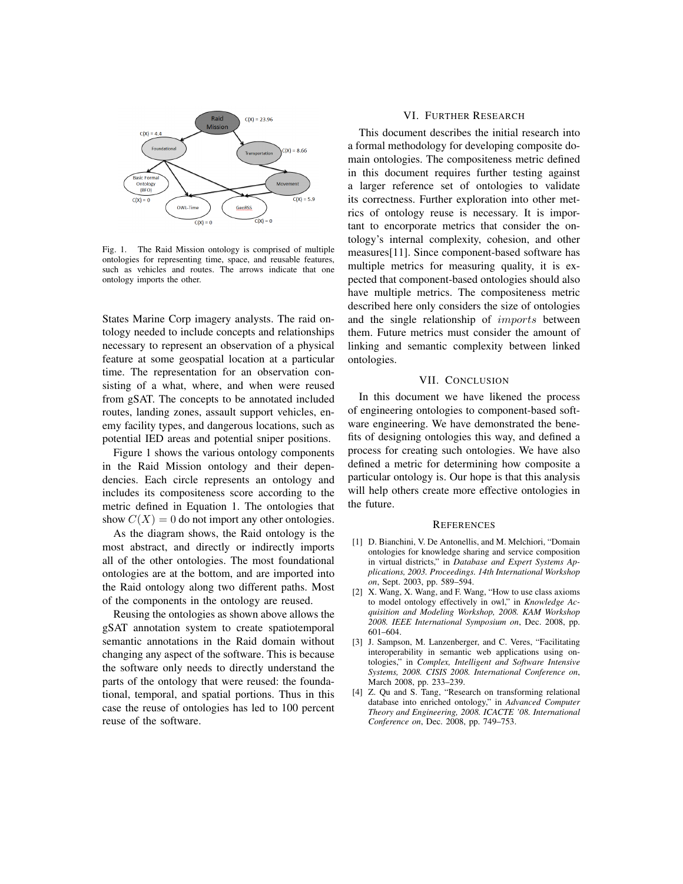Fig. 1. The Raid Mission ontology is comprised of multiple ontologies for representing time, space, and reusable features, such as vehicles and routes. The arrows indicate that one ontology imports the other.

States Marine Corp imagery analysts. The raid ontology needed to include concepts and relationships necessary to represent an observation of a physical feature at some geospatial location at a particular time. The representation for an observation consisting of a what, where, and when were reused from gSAT. The concepts to be annotated included routes, landing zones, assault support vehicles, enemy facility types, and dangerous locations, such as potential IED areas and potential sniper positions.

Figure 1 shows the various ontology components in the Raid Mission ontology and their dependencies. Each circle represents an ontology and includes its compositeness score according to the metric defined in Equation 1. The ontologies that show $C(X) = 0$ do not import any other ontologies.

As the diagram shows, the Raid ontology is the most abstract, and directly or indirectly imports all of the other ontologies. The most foundational ontologies are at the bottom, and are imported into the Raid ontology along two different paths. Most of the components in the ontology are reused.

Reusing the ontologies as shown above allows the gSAT annotation system to create spatiotemporal semantic annotations in the Raid domain without changing any aspect of the software. This is because the software only needs to directly understand the parts of the ontology that were reused: the foundational, temporal, and spatial portions. Thus in this case the reuse of ontologies has led to 100 percent reuse of the software.

## VI. Further Research

This document describes the initial research into a formal methodology for developing composite domain ontologies. The compositeness metric defined in this document requires further testing against a larger reference set of ontologies to validate its correctness. Further exploration into other metrics of ontology reuse is necessary. It is important to encorporate metrics that consider the ontology's internal complexity, cohesion, and other measures[11]. Since component-based software has multiple metrics for measuring quality, it is expected that component-based ontologies should also have multiple metrics. The compositeness metric described here only considers the size of ontologies and the single relationship of $imports$ between them. Future metrics must consider the amount of linking and semantic complexity between linked ontologies.

## VII. Conclusion

In this document we have likened the process of engineering ontologies to component-based software engineering. We have demonstrated the benefits of designing ontologies this way, and defined a process for creating such ontologies. We have also defined a metric for determining how composite a particular ontology is. Our hope is that this analysis will help others create more effective ontologies in the future.

## References

[1] D. Bianchini, V. De Antonellis, and M. Melchiori, "Domain ontologies for knowledge sharing and service composition in virtual districts," in *Database and Expert Systems Applications, 2003. Proceedings. 14th International Workshop on*, Sept. 2003, pp. 589–594.

[2] X. Wang, X. Wang, and F. Wang, "How to use class axioms to model ontology effectively in owl," in *Knowledge Acquisition and Modeling Workshop, 2008. KAM Workshop 2008. IEEE International Symposium on*, Dec. 2008, pp. 601–604.

[3] J. Sampson, M. Lanzenberger, and C. Veres, "Facilitating interoperability in semantic web applications using ontologies," in *Complex, Intelligent and Software Intensive Systems, 2008. CISIS 2008. International Conference on*, March 2008, pp. 233–239.

[4] Z. Qu and S. Tang, "Research on transforming relational database into enriched ontology," in *Advanced Computer Theory and Engineering, 2008. ICACTE '08. International Conference on*, Dec. 2008, pp. 749–753.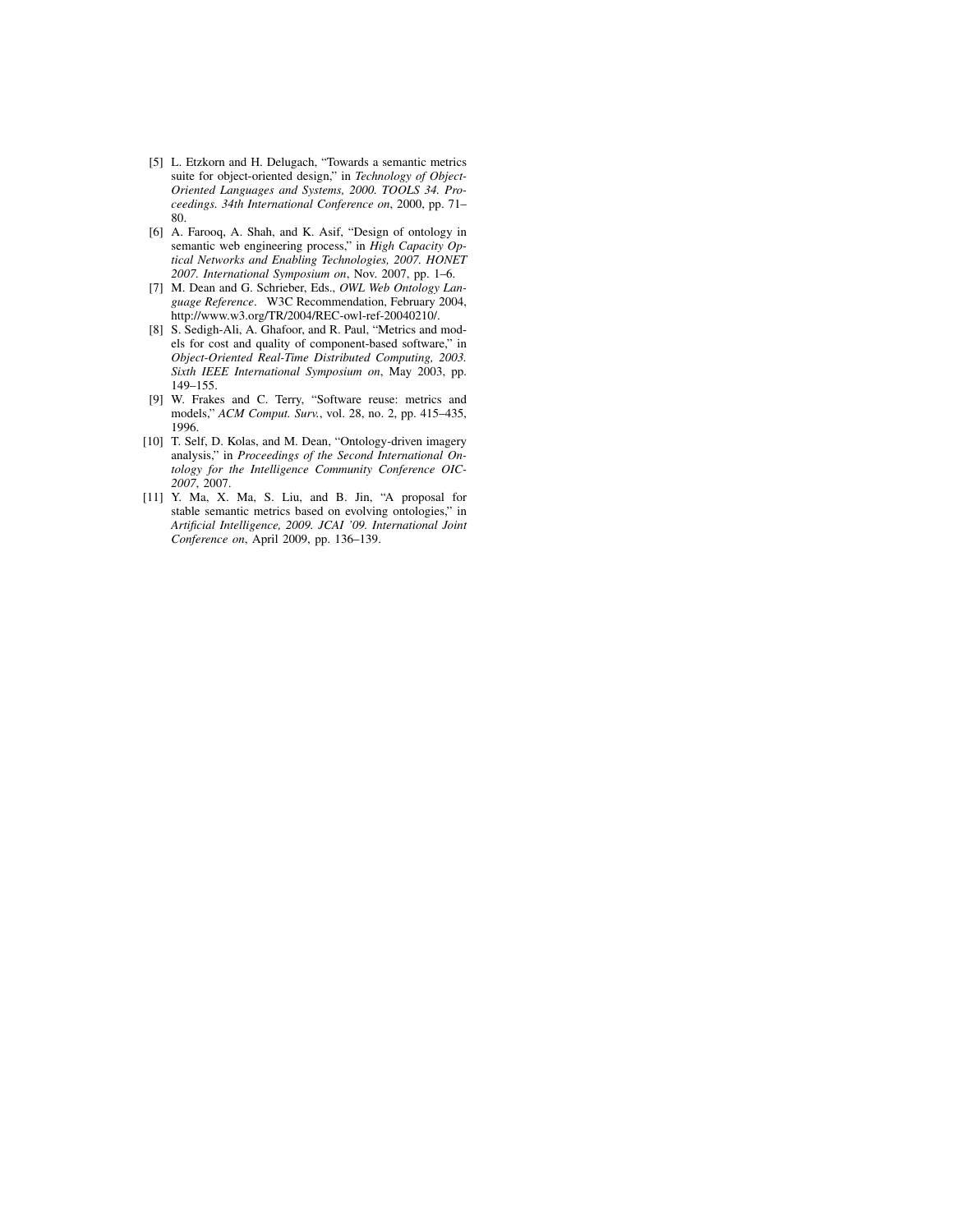[5] L. Etzkorn and H. Delugach, "Towards a semantic metrics suite for object-oriented design," in *Technology of Object-Oriented Languages and Systems, 2000. TOOLS 34. Proceedings. 34th International Conference on*, 2000, pp. 71–80.

[6] A. Farooq, A. Shah, and K. Asif, "Design of ontology in semantic web engineering process," in *High Capacity Optical Networks and Enabling Technologies, 2007. HONET 2007. International Symposium on*, Nov. 2007, pp. 1–6.

[7] M. Dean and G. Schrieber, Eds., *OWL Web Ontology Language Reference*. W3C Recommendation, February 2004, http://www.w3.org/TR/2004/REC-owl-ref-20040210/.

[8] S. Sedigh-Ali, A. Ghafoor, and R. Paul, "Metrics and models for cost and quality of component-based software," in *Object-Oriented Real-Time Distributed Computing, 2003. Sixth IEEE International Symposium on*, May 2003, pp. 149–155.

[9] W. Frakes and C. Terry, "Software reuse: metrics and models," *ACM Comput. Surv.*, vol. 28, no. 2, pp. 415–435, 1996.

[10] T. Self, D. Kolas, and M. Dean, "Ontology-driven imagery analysis," in *Proceedings of the Second International Ontology for the Intelligence Community Conference OIC-2007*, 2007.

[11] Y. Ma, X. Ma, S. Liu, and B. Jin, "A proposal for stable semantic metrics based on evolving ontologies," in *Artificial Intelligence, 2009. JCAI '09. International Joint Conference on*, April 2009, pp. 136–139.